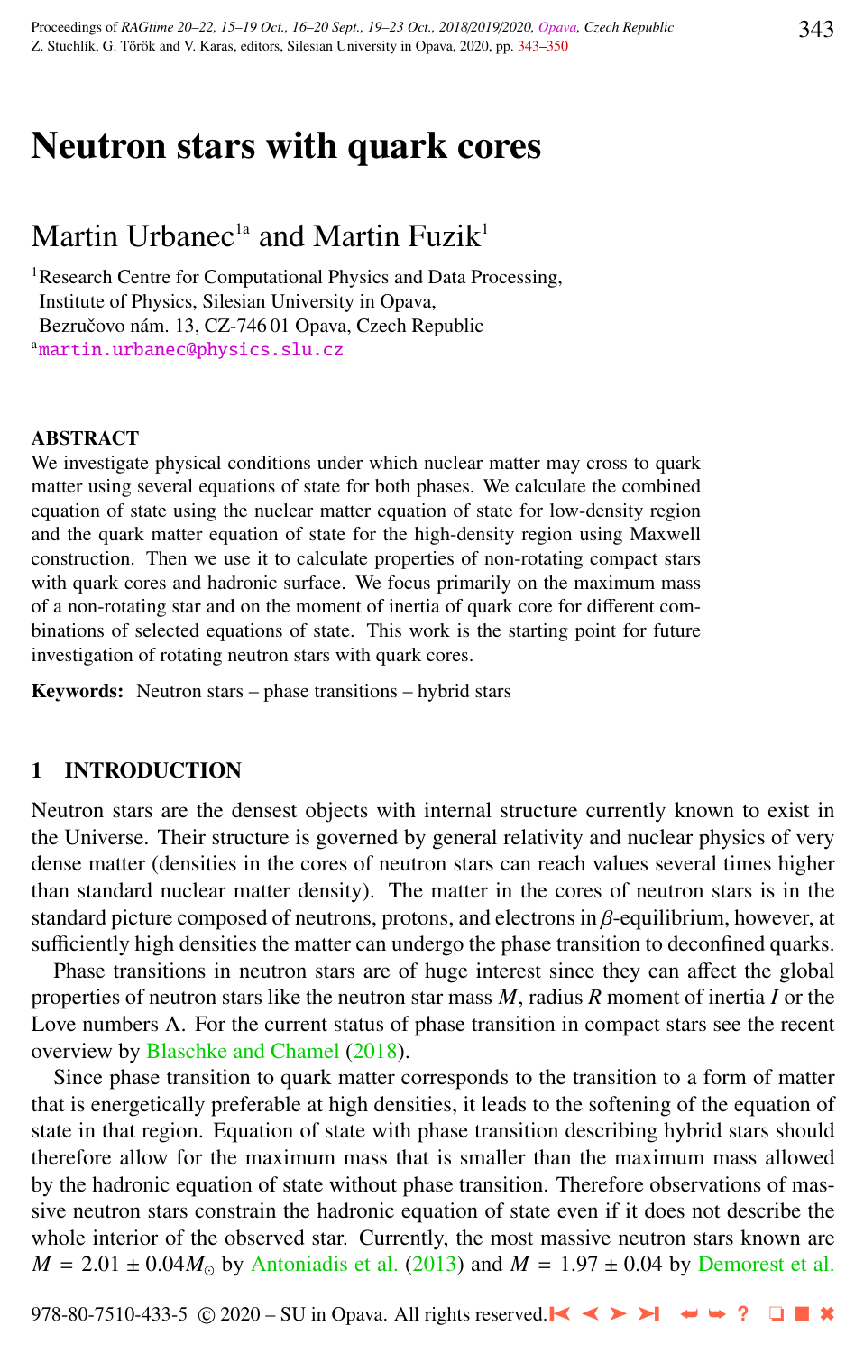# Neutron stars with quark cores

Martin Urbanec[1a] and Martin Fuzik[1]

[1]Research Centre for Computational Physics and Data Processing, Institute of Physics, Silesian University in Opava, Bezručovo nám. 13, CZ-746 01 Opava, Czech Republic

[a]martin.urbanec@physics.slu.cz

## ABSTRACT

We investigate physical conditions under which nuclear matter may cross to quark matter using several equations of state for both phases. We calculate the combined equation of state using the nuclear matter equation of state for low-density region and the quark matter equation of state for the high-density region using Maxwell construction. Then we use it to calculate properties of non-rotating compact stars with quark cores and hadronic surface. We focus primarily on the maximum mass of a non-rotating star and on the moment of inertia of quark core for different combinations of selected equations of state. This work is the starting point for future investigation of rotating neutron stars with quark cores.

**Keywords:** Neutron stars – phase transitions – hybrid stars

## 1 INTRODUCTION

Neutron stars are the densest objects with internal structure currently known to exist in the Universe. Their structure is governed by general relativity and nuclear physics of very dense matter (densities in the cores of neutron stars can reach values several times higher than standard nuclear matter density). The matter in the cores of neutron stars is in the standard picture composed of neutrons, protons, and electrons in $\beta$-equilibrium, however, at sufficiently high densities the matter can undergo the phase transition to deconfined quarks.

Phase transitions in neutron stars are of huge interest since they can affect the global properties of neutron stars like the neutron star mass $M$, radius $R$ moment of inertia $I$ or the Love numbers $\Lambda$. For the current status of phase transition in compact stars see the recent overview by Blaschke and Chamel (2018).

Since phase transition to quark matter corresponds to the transition to a form of matter that is energetically preferable at high densities, it leads to the softening of the equation of state in that region. Equation of state with phase transition describing hybrid stars should therefore allow for the maximum mass that is smaller than the maximum mass allowed by the hadronic equation of state without phase transition. Therefore observations of massive neutron stars constrain the hadronic equation of state even if it does not describe the whole interior of the observed star. Currently, the most massive neutron stars known are $M = 2.01 \pm 0.04 M_{\odot}$ by Antoniadis et al. (2013) and $M = 1.97 \pm 0.04$ by Demorest et al.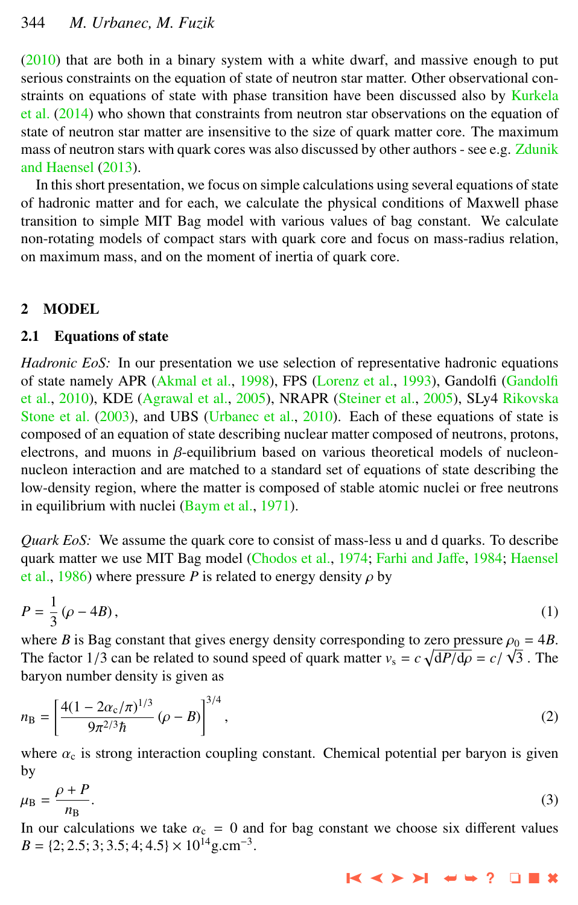(2010) that are both in a binary system with a white dwarf, and massive enough to put serious constraints on the equation of state of neutron star matter. Other observational constraints on equations of state with phase transition have been discussed also by Kurkela et al. (2014) who shown that constraints from neutron star observations on the equation of state of neutron star matter are insensitive to the size of quark matter core. The maximum mass of neutron stars with quark cores was also discussed by other authors - see e.g. Zdunik and Haensel (2013).

In this short presentation, we focus on simple calculations using several equations of state of hadronic matter and for each, we calculate the physical conditions of Maxwell phase transition to simple MIT Bag model with various values of bag constant. We calculate non-rotating models of compact stars with quark core and focus on mass-radius relation, on maximum mass, and on the moment of inertia of quark core.

## 2 MODEL

### 2.1 Equations of state

*Hadronic EoS:* In our presentation we use selection of representative hadronic equations of state namely APR (Akmal et al., 1998), FPS (Lorenz et al., 1993), Gandolfi (Gandolfi et al., 2010), KDE (Agrawal et al., 2005), NRAPR (Steiner et al., 2005), SLy4 Rikovska Stone et al. (2003), and UBS (Urbanec et al., 2010). Each of these equations of state is composed of an equation of state describing nuclear matter composed of neutrons, protons, electrons, and muons in $\beta$-equilibrium based on various theoretical models of nucleon-nucleon interaction and are matched to a standard set of equations of state describing the low-density region, where the matter is composed of stable atomic nuclei or free neutrons in equilibrium with nuclei (Baym et al., 1971).

*Quark EoS:* We assume the quark core to consist of mass-less u and d quarks. To describe quark matter we use MIT Bag model (Chodos et al., 1974; Farhi and Jaffe, 1984; Haensel et al., 1986) where pressure $P$ is related to energy density $\rho$ by

$$P = \frac{1}{3}\left(\rho - 4B\right), \tag{1}$$

where $B$ is Bag constant that gives energy density corresponding to zero pressure $\rho_0 = 4B$. The factor $1/3$ can be related to sound speed of quark matter $v_s = c\sqrt{\mathrm{d}P/\mathrm{d}\rho} = c/\sqrt{3}$ . The baryon number density is given as

$$n_B = \left[\frac{4(1-2\alpha_c/\pi)^{1/3}}{9\pi^{2/3}\hbar}\left(\rho - B\right)\right]^{3/4}, \tag{2}$$

where $\alpha_c$ is strong interaction coupling constant. Chemical potential per baryon is given by

$$\mu_B = \frac{\rho + P}{n_B}. \tag{3}$$

In our calculations we take $\alpha_c = 0$ and for bag constant we choose six different values $B = \{2; 2.5; 3; 3.5; 4; 4.5\} \times 10^{14}\mathrm{g.cm^{-3}}$.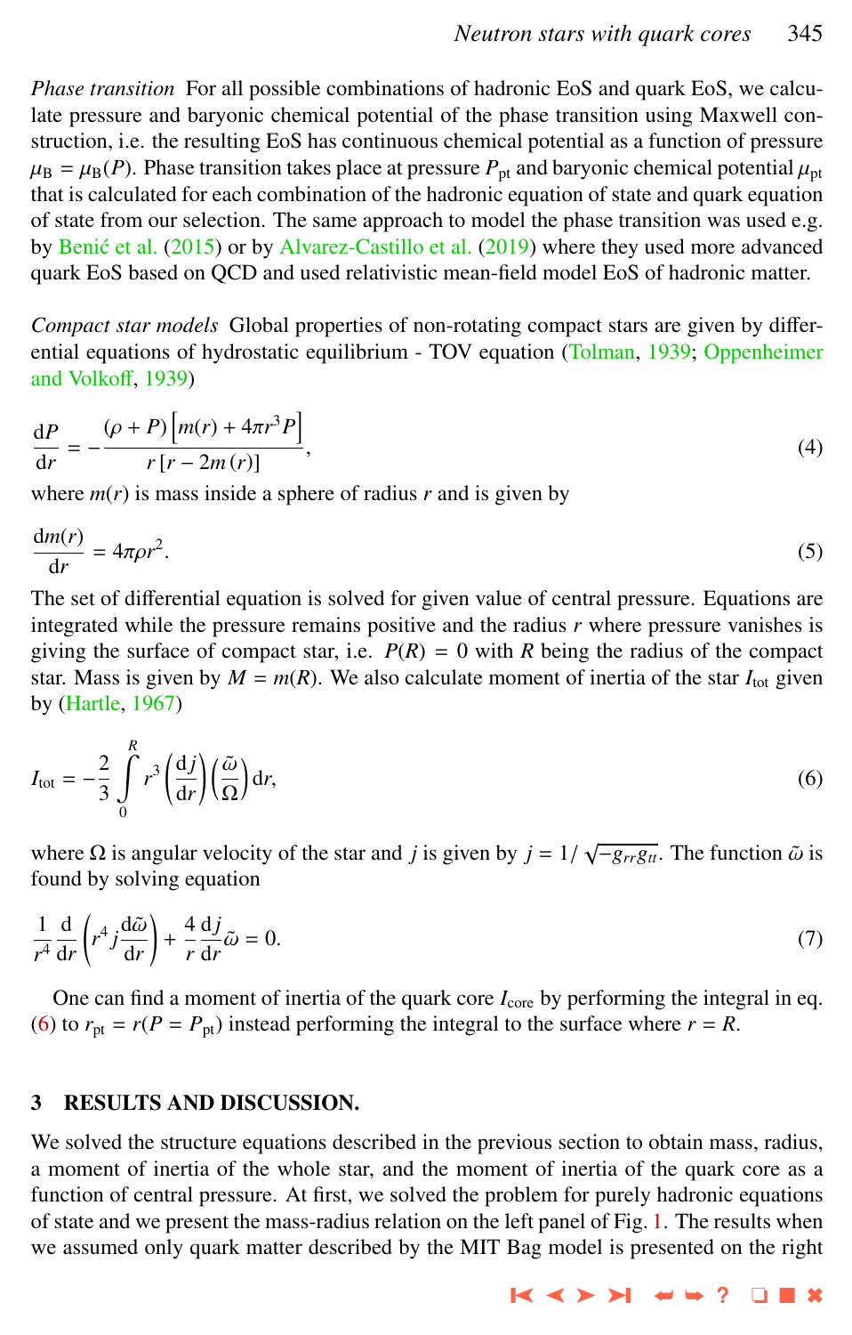*Phase transition* For all possible combinations of hadronic EoS and quark EoS, we calculate pressure and baryonic chemical potential of the phase transition using Maxwell construction, i.e. the resulting EoS has continuous chemical potential as a function of pressure $\mu_{\rm B} = \mu_{\rm B}(P)$. Phase transition takes place at pressure $P_{\rm pt}$ and baryonic chemical potential $\mu_{\rm pt}$ that is calculated for each combination of the hadronic equation of state and quark equation of state from our selection. The same approach to model the phase transition was used e.g. by Benić et al. (2015) or by Alvarez-Castillo et al. (2019) where they used more advanced quark EoS based on QCD and used relativistic mean-field model EoS of hadronic matter.

*Compact star models* Global properties of non-rotating compact stars are given by differential equations of hydrostatic equilibrium - TOV equation (Tolman, 1939; Oppenheimer and Volkoff, 1939)

$$\frac{\mathrm{d}P}{\mathrm{d}r} = -\frac{(\rho + P)\left[m(r) + 4\pi r^3 P\right]}{r\left[r - 2m(r)\right]}, \tag{4}$$

where $m(r)$ is mass inside a sphere of radius $r$ and is given by

$$\frac{\mathrm{d}m(r)}{\mathrm{d}r} = 4\pi\rho r^2. \tag{5}$$

The set of differential equation is solved for given value of central pressure. Equations are integrated while the pressure remains positive and the radius $r$ where pressure vanishes is giving the surface of compact star, i.e. $P(R) = 0$ with $R$ being the radius of the compact star. Mass is given by $M = m(R)$. We also calculate moment of inertia of the star $I_{\rm tot}$ given by (Hartle, 1967)

$$I_{\rm tot} = -\frac{2}{3}\int\limits_0^R r^3 \left(\frac{\mathrm{d}j}{\mathrm{d}r}\right)\left(\frac{\tilde{\omega}}{\Omega}\right)\mathrm{d}r, \tag{6}$$

where $\Omega$ is angular velocity of the star and $j$ is given by $j = 1/\sqrt{-g_{rr}g_{tt}}$. The function $\tilde{\omega}$ is found by solving equation

$$\frac{1}{r^4}\frac{\mathrm{d}}{\mathrm{d}r}\left(r^4 j \frac{\mathrm{d}\tilde{\omega}}{\mathrm{d}r}\right) + \frac{4}{r}\frac{\mathrm{d}j}{\mathrm{d}r}\tilde{\omega} = 0. \tag{7}$$

One can find a moment of inertia of the quark core $I_{\rm core}$ by performing the integral in eq. (6) to $r_{\rm pt} = r(P = P_{\rm pt})$ instead performing the integral to the surface where $r = R$.

## 3 RESULTS AND DISCUSSION.

We solved the structure equations described in the previous section to obtain mass, radius, a moment of inertia of the whole star, and the moment of inertia of the quark core as a function of central pressure. At first, we solved the problem for purely hadronic equations of state and we present the mass-radius relation on the left panel of Fig. 1. The results when we assumed only quark matter described by the MIT Bag model is presented on the right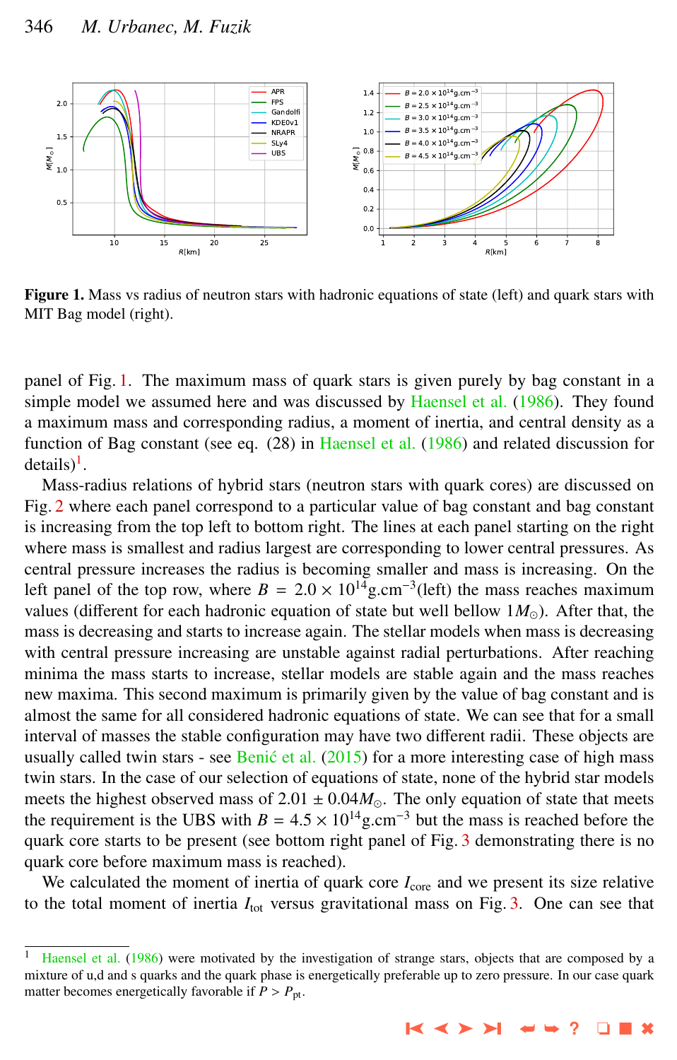**Figure 1.** Mass vs radius of neutron stars with hadronic equations of state (left) and quark stars with MIT Bag model (right).

panel of Fig. 1. The maximum mass of quark stars is given purely by bag constant in a simple model we assumed here and was discussed by Haensel et al. (1986). They found a maximum mass and corresponding radius, a moment of inertia, and central density as a function of Bag constant (see eq. (28) in Haensel et al. (1986) and related discussion for details)[1].

Mass-radius relations of hybrid stars (neutron stars with quark cores) are discussed on Fig. 2 where each panel correspond to a particular value of bag constant and bag constant is increasing from the top left to bottom right. The lines at each panel starting on the right where mass is smallest and radius largest are corresponding to lower central pressures. As central pressure increases the radius is becoming smaller and mass is increasing. On the left panel of the top row, where $B = 2.0 \times 10^{14}\text{g.cm}^{-3}$(left) the mass reaches maximum values (different for each hadronic equation of state but well bellow $1M_{\odot}$). After that, the mass is decreasing and starts to increase again. The stellar models when mass is decreasing with central pressure increasing are unstable against radial perturbations. After reaching minima the mass starts to increase, stellar models are stable again and the mass reaches new maxima. This second maximum is primarily given by the value of bag constant and is almost the same for all considered hadronic equations of state. We can see that for a small interval of masses the stable configuration may have two different radii. These objects are usually called twin stars - see Benić et al. (2015) for a more interesting case of high mass twin stars. In the case of our selection of equations of state, none of the hybrid star models meets the highest observed mass of $2.01 \pm 0.04M_{\odot}$. The only equation of state that meets the requirement is the UBS with $B = 4.5 \times 10^{14}\text{g.cm}^{-3}$ but the mass is reached before the quark core starts to be present (see bottom right panel of Fig. 3 demonstrating there is no quark core before maximum mass is reached).

We calculated the moment of inertia of quark core $I_{\text{core}}$ and we present its size relative to the total moment of inertia $I_{\text{tot}}$ versus gravitational mass on Fig. 3. One can see that

---

[1] Haensel et al. (1986) were motivated by the investigation of strange stars, objects that are composed by a mixture of u,d and s quarks and the quark phase is energetically preferable up to zero pressure. In our case quark matter becomes energetically favorable if $P > P_{\text{pt}}$.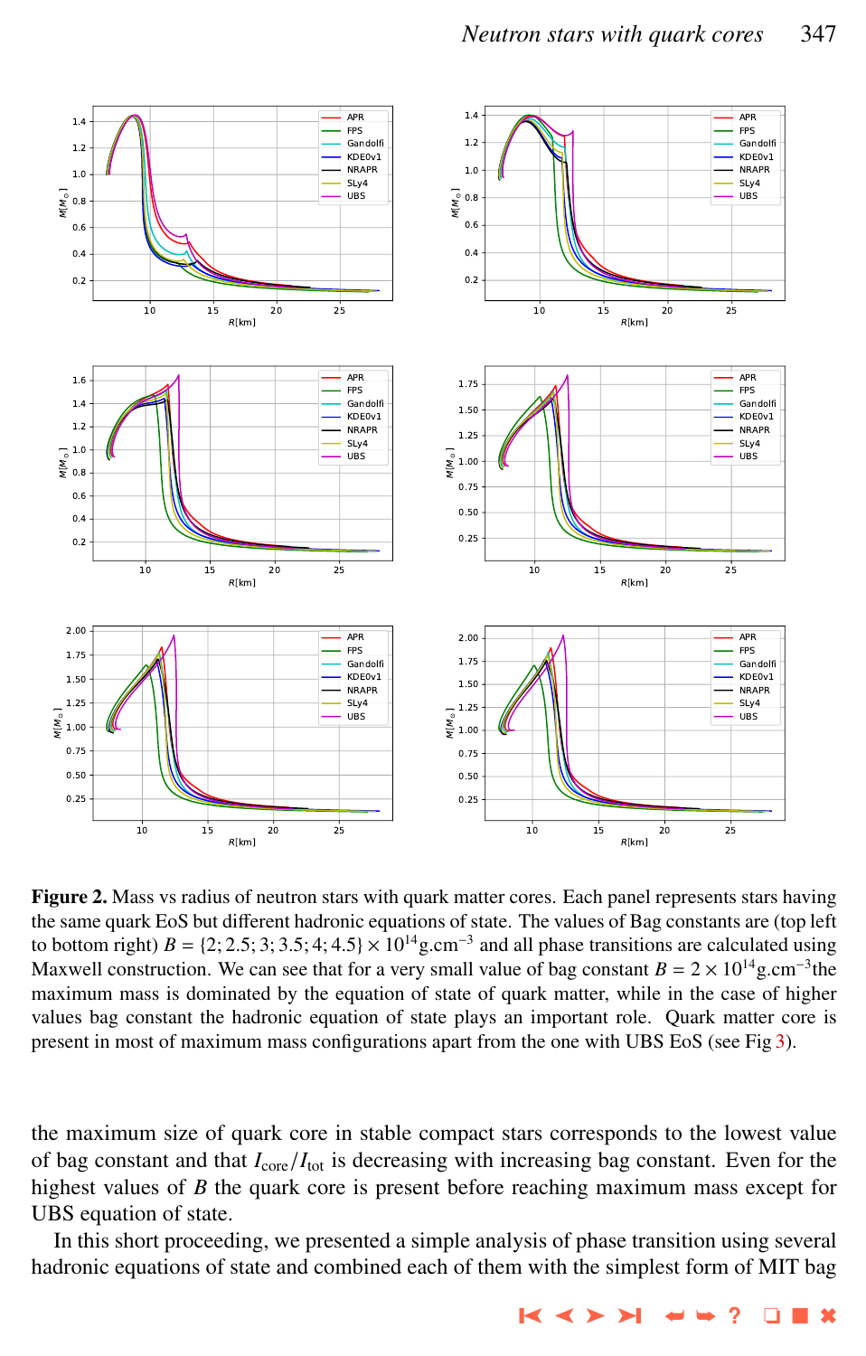**Figure 2.** Mass vs radius of neutron stars with quark matter cores. Each panel represents stars having the same quark EoS but different hadronic equations of state. The values of Bag constants are (top left to bottom right) $B = \{2; 2.5; 3; 3.5; 4; 4.5\} \times 10^{14}\text{g.cm}^{-3}$ and all phase transitions are calculated using Maxwell construction. We can see that for a very small value of bag constant $B = 2 \times 10^{14}\text{g.cm}^{-3}$the maximum mass is dominated by the equation of state of quark matter, while in the case of higher values bag constant the hadronic equation of state plays an important role. Quark matter core is present in most of maximum mass configurations apart from the one with UBS EoS (see Fig 3).

the maximum size of quark core in stable compact stars corresponds to the lowest value of bag constant and that $I_{\text{core}}/I_{\text{tot}}$ is decreasing with increasing bag constant. Even for the highest values of $B$ the quark core is present before reaching maximum mass except for UBS equation of state.

In this short proceeding, we presented a simple analysis of phase transition using several hadronic equations of state and combined each of them with the simplest form of MIT bag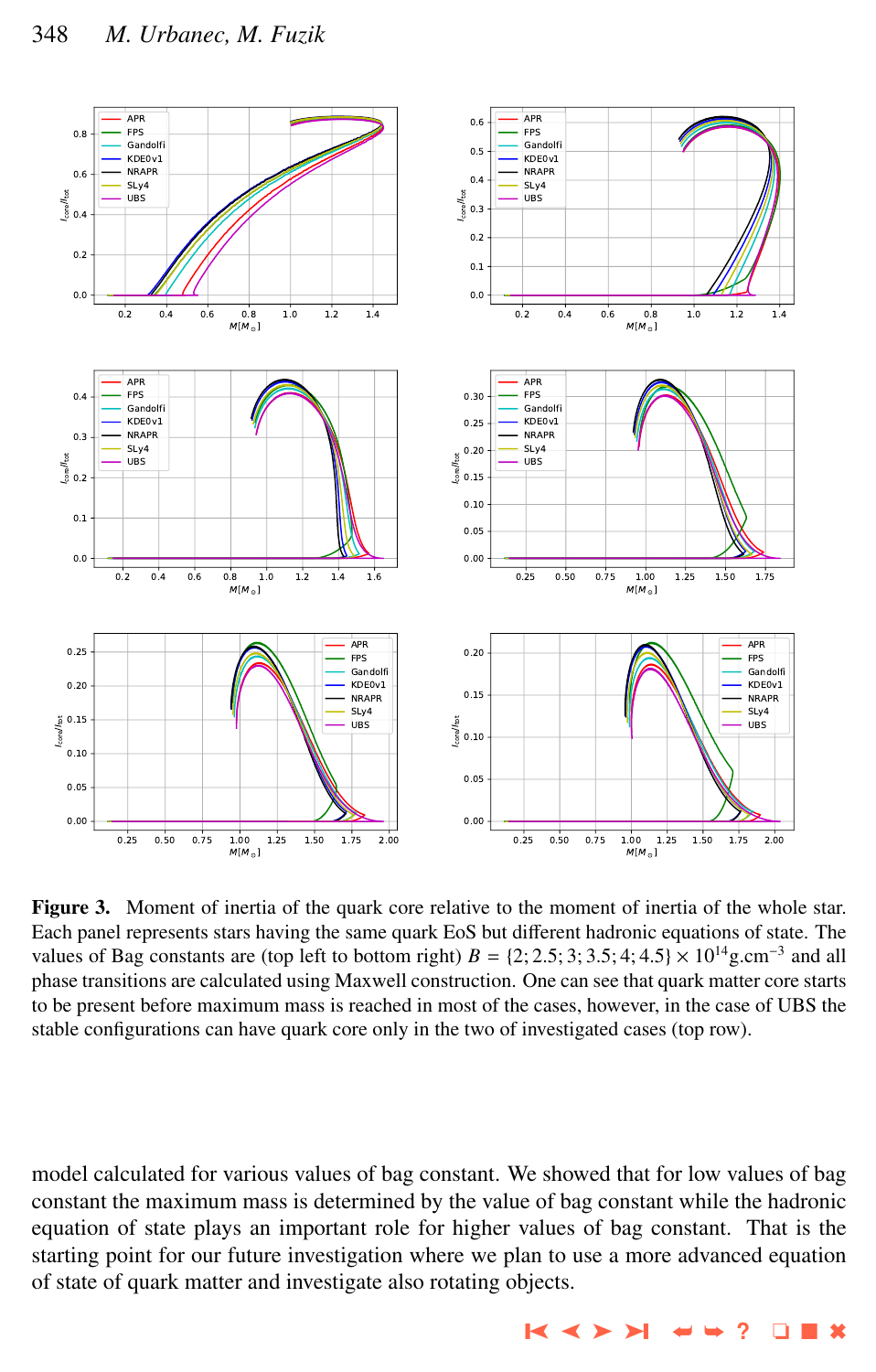**Figure 3.** Moment of inertia of the quark core relative to the moment of inertia of the whole star. Each panel represents stars having the same quark EoS but different hadronic equations of state. The values of Bag constants are (top left to bottom right) $B = \{2; 2.5; 3; 3.5; 4; 4.5\} \times 10^{14}\text{g.cm}^{-3}$ and all phase transitions are calculated using Maxwell construction. One can see that quark matter core starts to be present before maximum mass is reached in most of the cases, however, in the case of UBS the stable configurations can have quark core only in the two of investigated cases (top row).

model calculated for various values of bag constant. We showed that for low values of bag constant the maximum mass is determined by the value of bag constant while the hadronic equation of state plays an important role for higher values of bag constant. That is the starting point for our future investigation where we plan to use a more advanced equation of state of quark matter and investigate also rotating objects.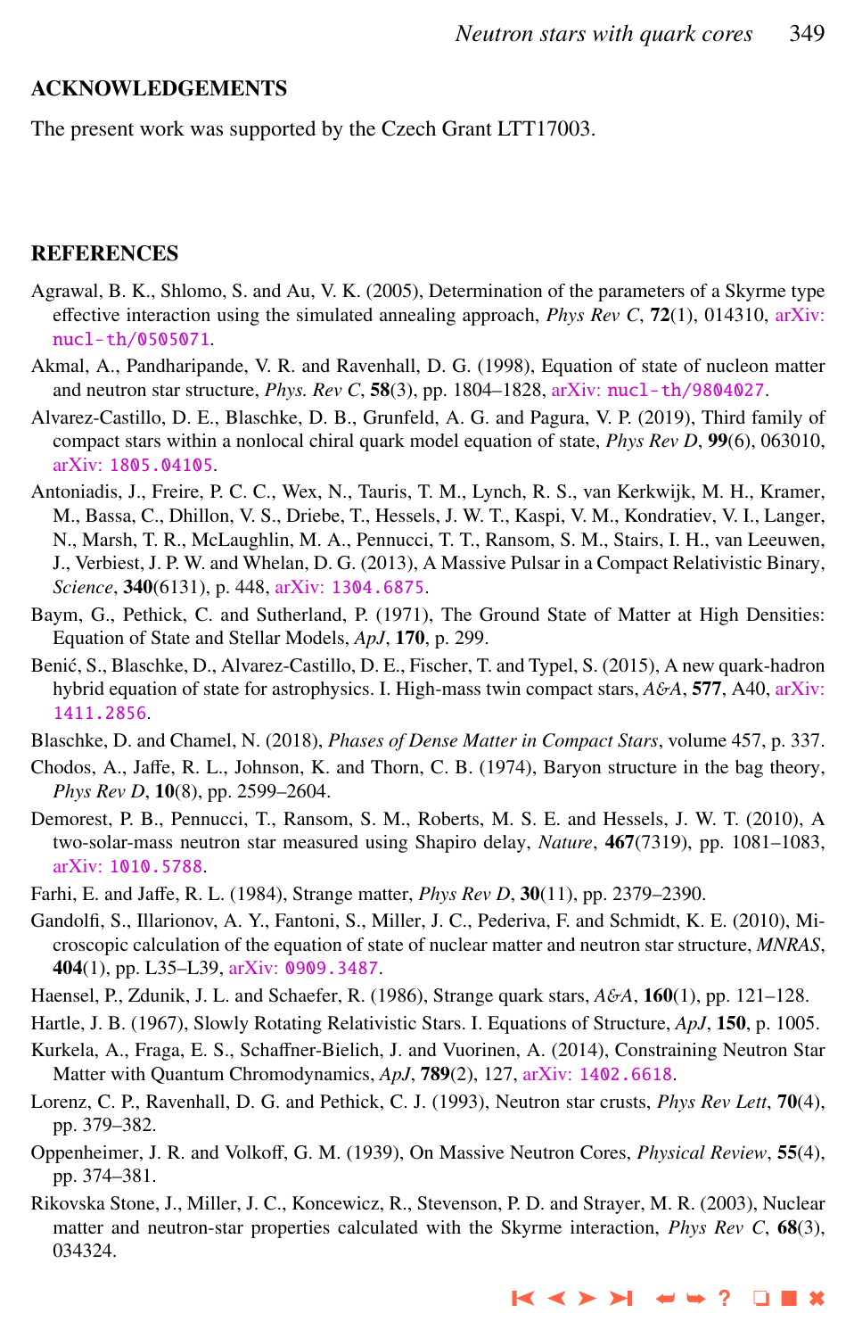## ACKNOWLEDGEMENTS

The present work was supported by the Czech Grant LTT17003.

## REFERENCES

Agrawal, B. K., Shlomo, S. and Au, V. K. (2005), Determination of the parameters of a Skyrme type effective interaction using the simulated annealing approach, *Phys Rev C*, **72**(1), 014310, arXiv: nucl-th/0505071.

Akmal, A., Pandharipande, V. R. and Ravenhall, D. G. (1998), Equation of state of nucleon matter and neutron star structure, *Phys. Rev C*, **58**(3), pp. 1804–1828, arXiv: nucl-th/9804027.

Alvarez-Castillo, D. E., Blaschke, D. B., Grunfeld, A. G. and Pagura, V. P. (2019), Third family of compact stars within a nonlocal chiral quark model equation of state, *Phys Rev D*, **99**(6), 063010, arXiv: 1805.04105.

Antoniadis, J., Freire, P. C. C., Wex, N., Tauris, T. M., Lynch, R. S., van Kerkwijk, M. H., Kramer, M., Bassa, C., Dhillon, V. S., Driebe, T., Hessels, J. W. T., Kaspi, V. M., Kondratiev, V. I., Langer, N., Marsh, T. R., McLaughlin, M. A., Pennucci, T. T., Ransom, S. M., Stairs, I. H., van Leeuwen, J., Verbiest, J. P. W. and Whelan, D. G. (2013), A Massive Pulsar in a Compact Relativistic Binary, *Science*, **340**(6131), p. 448, arXiv: 1304.6875.

Baym, G., Pethick, C. and Sutherland, P. (1971), The Ground State of Matter at High Densities: Equation of State and Stellar Models, *ApJ*, **170**, p. 299.

Benić, S., Blaschke, D., Alvarez-Castillo, D. E., Fischer, T. and Typel, S. (2015), A new quark-hadron hybrid equation of state for astrophysics. I. High-mass twin compact stars, *A&A*, **577**, A40, arXiv: 1411.2856.

Blaschke, D. and Chamel, N. (2018), *Phases of Dense Matter in Compact Stars*, volume 457, p. 337.

Chodos, A., Jaffe, R. L., Johnson, K. and Thorn, C. B. (1974), Baryon structure in the bag theory, *Phys Rev D*, **10**(8), pp. 2599–2604.

Demorest, P. B., Pennucci, T., Ransom, S. M., Roberts, M. S. E. and Hessels, J. W. T. (2010), A two-solar-mass neutron star measured using Shapiro delay, *Nature*, **467**(7319), pp. 1081–1083, arXiv: 1010.5788.

Farhi, E. and Jaffe, R. L. (1984), Strange matter, *Phys Rev D*, **30**(11), pp. 2379–2390.

Gandolfi, S., Illarionov, A. Y., Fantoni, S., Miller, J. C., Pederiva, F. and Schmidt, K. E. (2010), Microscopic calculation of the equation of state of nuclear matter and neutron star structure, *MNRAS*, **404**(1), pp. L35–L39, arXiv: 0909.3487.

Haensel, P., Zdunik, J. L. and Schaefer, R. (1986), Strange quark stars, *A&A*, **160**(1), pp. 121–128.

Hartle, J. B. (1967), Slowly Rotating Relativistic Stars. I. Equations of Structure, *ApJ*, **150**, p. 1005.

Kurkela, A., Fraga, E. S., Schaffner-Bielich, J. and Vuorinen, A. (2014), Constraining Neutron Star Matter with Quantum Chromodynamics, *ApJ*, **789**(2), 127, arXiv: 1402.6618.

Lorenz, C. P., Ravenhall, D. G. and Pethick, C. J. (1993), Neutron star crusts, *Phys Rev Lett*, **70**(4), pp. 379–382.

Oppenheimer, J. R. and Volkoff, G. M. (1939), On Massive Neutron Cores, *Physical Review*, **55**(4), pp. 374–381.

Rikovska Stone, J., Miller, J. C., Koncewicz, R., Stevenson, P. D. and Strayer, M. R. (2003), Nuclear matter and neutron-star properties calculated with the Skyrme interaction, *Phys Rev C*, **68**(3), 034324.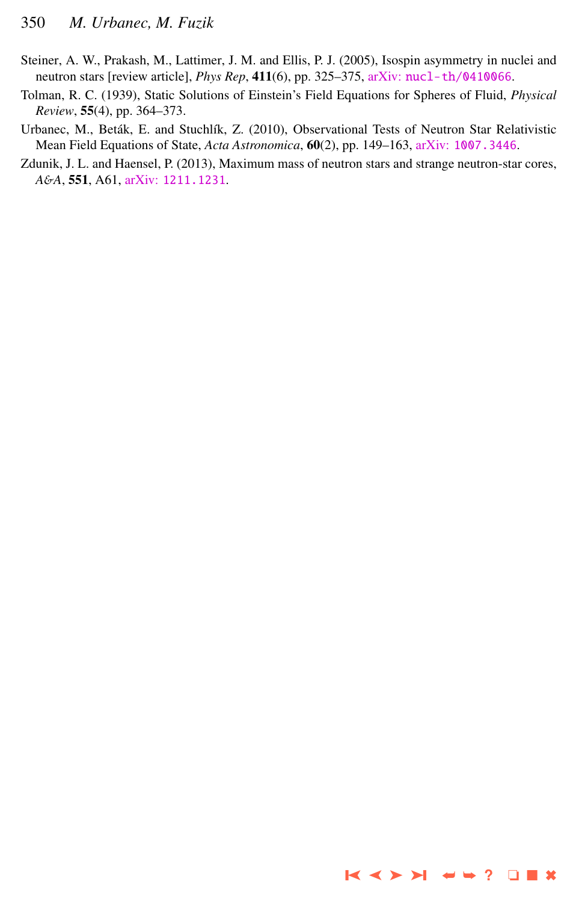Steiner, A. W., Prakash, M., Lattimer, J. M. and Ellis, P. J. (2005), Isospin asymmetry in nuclei and neutron stars [review article], *Phys Rep*, **411**(6), pp. 325–375, arXiv: nucl-th/0410066.

Tolman, R. C. (1939), Static Solutions of Einstein's Field Equations for Spheres of Fluid, *Physical Review*, **55**(4), pp. 364–373.

Urbanec, M., Beták, E. and Stuchlík, Z. (2010), Observational Tests of Neutron Star Relativistic Mean Field Equations of State, *Acta Astronomica*, **60**(2), pp. 149–163, arXiv: 1007.3446.

Zdunik, J. L. and Haensel, P. (2013), Maximum mass of neutron stars and strange neutron-star cores, *A&A*, **551**, A61, arXiv: 1211.1231.